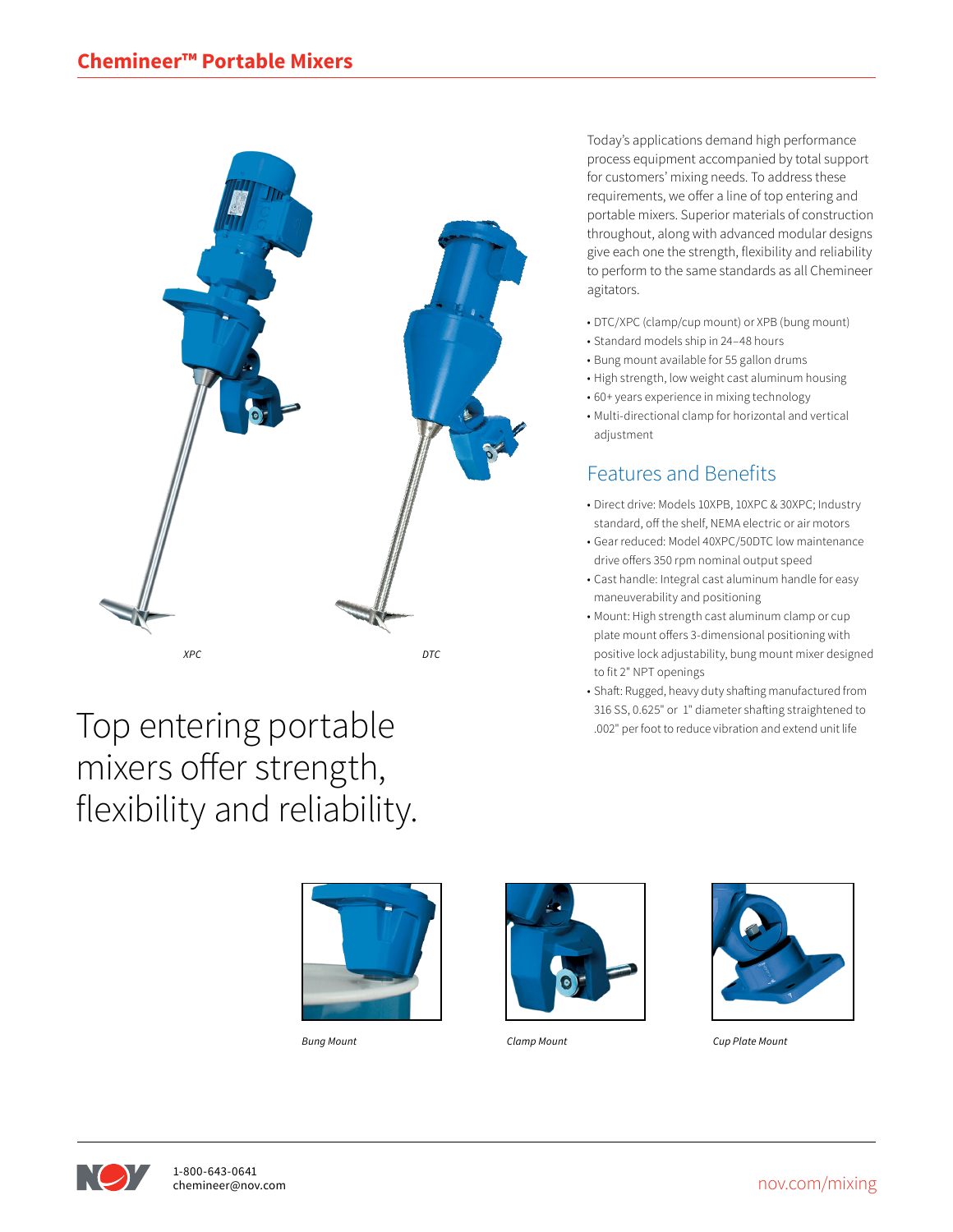# Chemineer™ Portable Mixers

*XPC*

*DTC*

## Top entering portable mixers offer strength, flexibility and reliability.

Today's applications demand high performance process equipment accompanied by total support for customers' mixing needs. To address these requirements, we offer a line of top entering and portable mixers. Superior materials of construction throughout, along with advanced modular designs give each one the strength, flexibility and reliability to perform to the same standards as all Chemineer agitators.

- DTC/XPC (clamp/cup mount) or XPB (bung mount)
- Standard models ship in 24–48 hours
- Bung mount available for 55 gallon drums
- High strength, low weight cast aluminum housing
- 60+ years experience in mixing technology
- Multi-directional clamp for horizontal and vertical adjustment

## Features and Benefits

- Direct drive: Models 10XPB, 10XPC & 30XPC; Industry standard, off the shelf, NEMA electric or air motors
- Gear reduced: Model 40XPC/50DTC low maintenance drive offers 350 rpm nominal output speed
- Cast handle: Integral cast aluminum handle for easy maneuverability and positioning
- Mount: High strength cast aluminum clamp or cup plate mount offers 3-dimensional positioning with positive lock adjustability, bung mount mixer designed to fit 2" NPT openings
- Shaft: Rugged, heavy duty shafting manufactured from 316 SS, 0.625" or 1" diameter shafting straightened to .002" per foot to reduce vibration and extend unit life

*Bung Mount*

*Clamp Mount*

*Cup Plate Mount*

1-800-643-0641
chemineer@nov.com

nov.com/mixing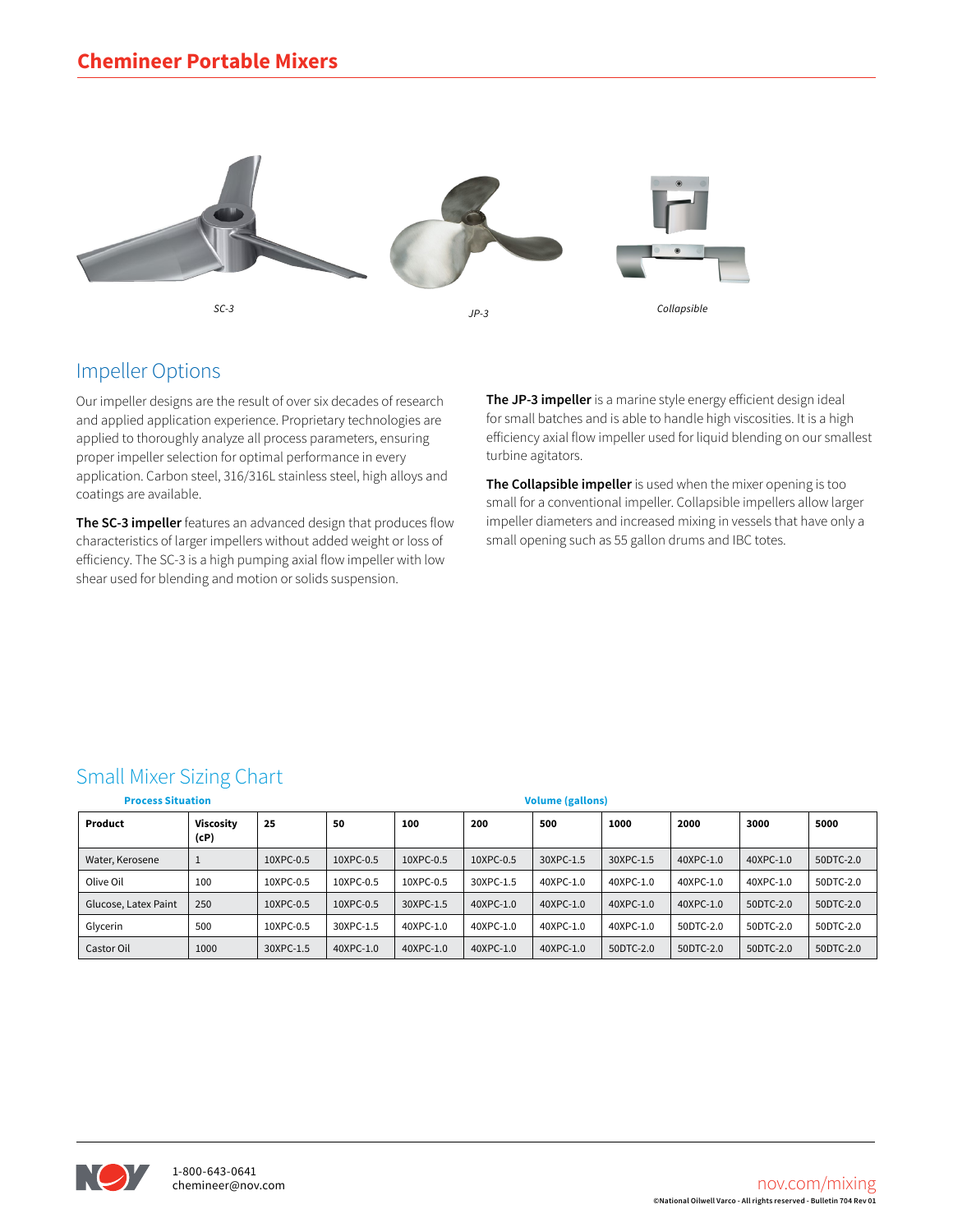## Chemineer Portable Mixers

*SC-3*

*JP-3*

*Collapsible*

### Impeller Options

Our impeller designs are the result of over six decades of research and applied application experience. Proprietary technologies are applied to thoroughly analyze all process parameters, ensuring proper impeller selection for optimal performance in every application. Carbon steel, 316/316L stainless steel, high alloys and coatings are available.

**The SC-3 impeller** features an advanced design that produces flow characteristics of larger impellers without added weight or loss of efficiency. The SC-3 is a high pumping axial flow impeller with low shear used for blending and motion or solids suspension.

**The JP-3 impeller** is a marine style energy efficient design ideal for small batches and is able to handle high viscosities. It is a high efficiency axial flow impeller used for liquid blending on our smallest turbine agitators.

**The Collapsible impeller** is used when the mixer opening is too small for a conventional impeller. Collapsible impellers allow larger impeller diameters and increased mixing in vessels that have only a small opening such as 55 gallon drums and IBC totes.

### Small Mixer Sizing Chart

| Process Situation | | Volume (gallons) | | | | | | | | |
|---|---|---|---|---|---|---|---|---|---|---|
| **Product** | **Viscosity (cP)** | **25** | **50** | **100** | **200** | **500** | **1000** | **2000** | **3000** | **5000** |
| Water, Kerosene | 1 | 10XPC-0.5 | 10XPC-0.5 | 10XPC-0.5 | 10XPC-0.5 | 30XPC-1.5 | 30XPC-1.5 | 40XPC-1.0 | 40XPC-1.0 | 50DTC-2.0 |
| Olive Oil | 100 | 10XPC-0.5 | 10XPC-0.5 | 10XPC-0.5 | 30XPC-1.5 | 40XPC-1.0 | 40XPC-1.0 | 40XPC-1.0 | 40XPC-1.0 | 50DTC-2.0 |
| Glucose, Latex Paint | 250 | 10XPC-0.5 | 10XPC-0.5 | 30XPC-1.5 | 40XPC-1.0 | 40XPC-1.0 | 40XPC-1.0 | 40XPC-1.0 | 50DTC-2.0 | 50DTC-2.0 |
| Glycerin | 500 | 10XPC-0.5 | 30XPC-1.5 | 40XPC-1.0 | 40XPC-1.0 | 40XPC-1.0 | 40XPC-1.0 | 50DTC-2.0 | 50DTC-2.0 | 50DTC-2.0 |
| Castor Oil | 1000 | 30XPC-1.5 | 40XPC-1.0 | 40XPC-1.0 | 40XPC-1.0 | 40XPC-1.0 | 50DTC-2.0 | 50DTC-2.0 | 50DTC-2.0 | 50DTC-2.0 |

1-800-643-0641
chemineer@nov.com

nov.com/mixing

©National Oilwell Varco - All rights reserved - Bulletin 704 Rev 01